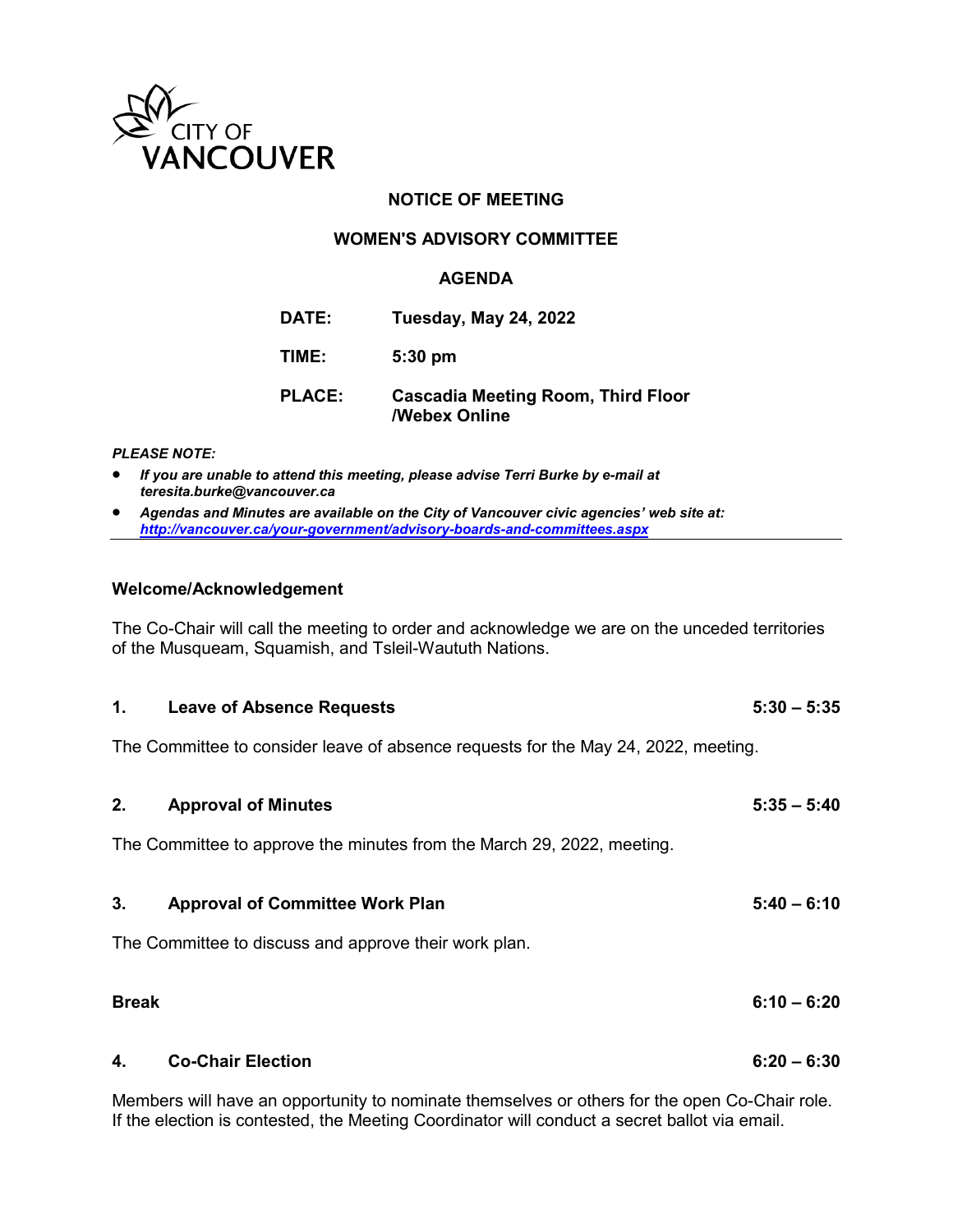CITY OF VANCOUVER

# NOTICE OF MEETING

## WOMEN'S ADVISORY COMMITTEE

## AGENDA

| | |
|---|---|
| **DATE:** | **Tuesday, May 24, 2022** |
| **TIME:** | **5:30 pm** |
| **PLACE:** | **Cascadia Meeting Room, Third Floor /Webex Online** |

***PLEASE NOTE:***

- ***If you are unable to attend this meeting, please advise Terri Burke by e-mail at teresita.burke@vancouver.ca***
- ***Agendas and Minutes are available on the City of Vancouver civic agencies' web site at: http://vancouver.ca/your-government/advisory-boards-and-committees.aspx***

---

### Welcome/Acknowledgement

The Co-Chair will call the meeting to order and acknowledge we are on the unceded territories of the Musqueam, Squamish, and Tsleil-Waututh Nations.

### 1. Leave of Absence Requests — 5:30 – 5:35

The Committee to consider leave of absence requests for the May 24, 2022, meeting.

### 2. Approval of Minutes — 5:35 – 5:40

The Committee to approve the minutes from the March 29, 2022, meeting.

### 3. Approval of Committee Work Plan — 5:40 – 6:10

The Committee to discuss and approve their work plan.

### Break — 6:10 – 6:20

### 4. Co-Chair Election — 6:20 – 6:30

Members will have an opportunity to nominate themselves or others for the open Co-Chair role. If the election is contested, the Meeting Coordinator will conduct a secret ballot via email.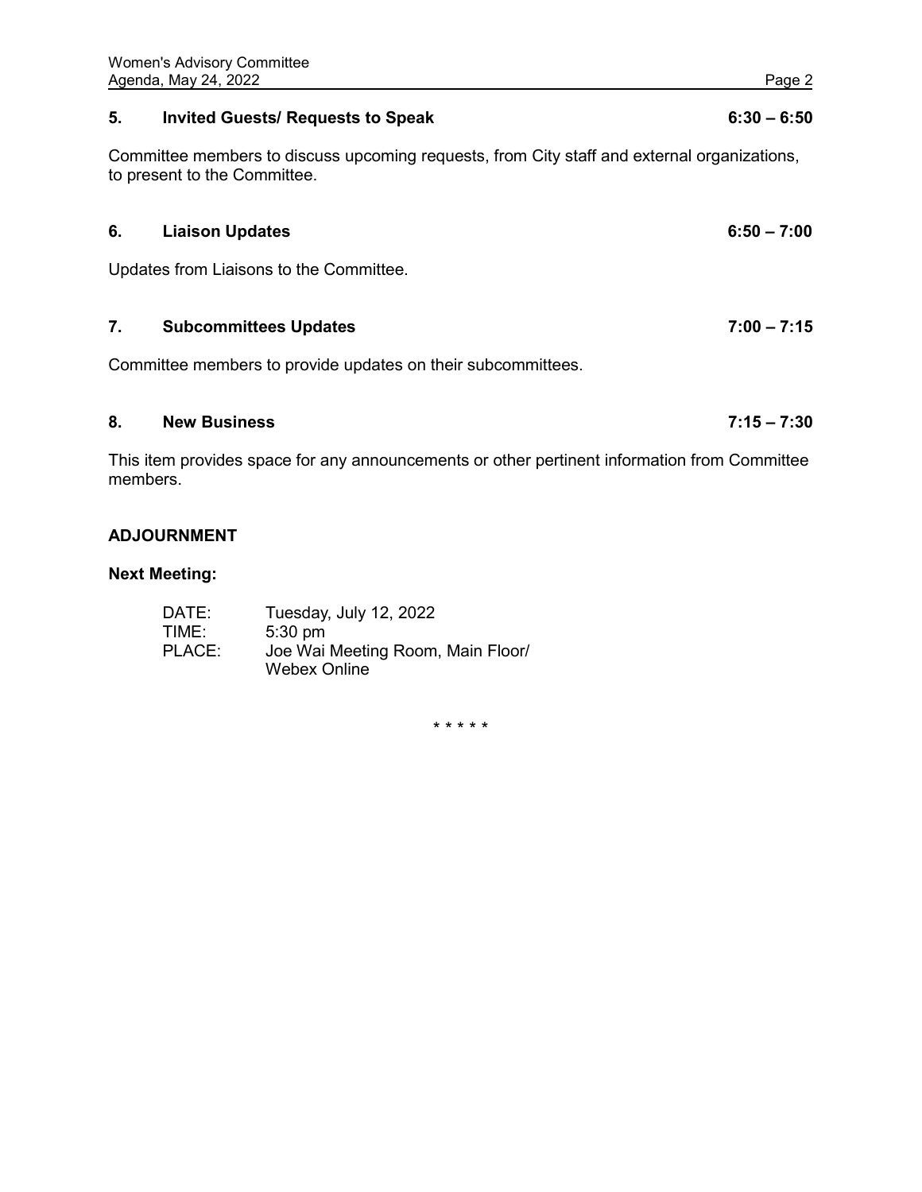## 5. Invited Guests/ Requests to Speak 6:30 – 6:50

Committee members to discuss upcoming requests, from City staff and external organizations, to present to the Committee.

## 6. Liaison Updates 6:50 – 7:00

Updates from Liaisons to the Committee.

## 7. Subcommittees Updates 7:00 – 7:15

Committee members to provide updates on their subcommittees.

## 8. New Business 7:15 – 7:30

This item provides space for any announcements or other pertinent information from Committee members.

**ADJOURNMENT**

**Next Meeting:**

| | |
|---|---|
| DATE: | Tuesday, July 12, 2022 |
| TIME: | 5:30 pm |
| PLACE: | Joe Wai Meeting Room, Main Floor/ Webex Online |

\* \* \* \* \*